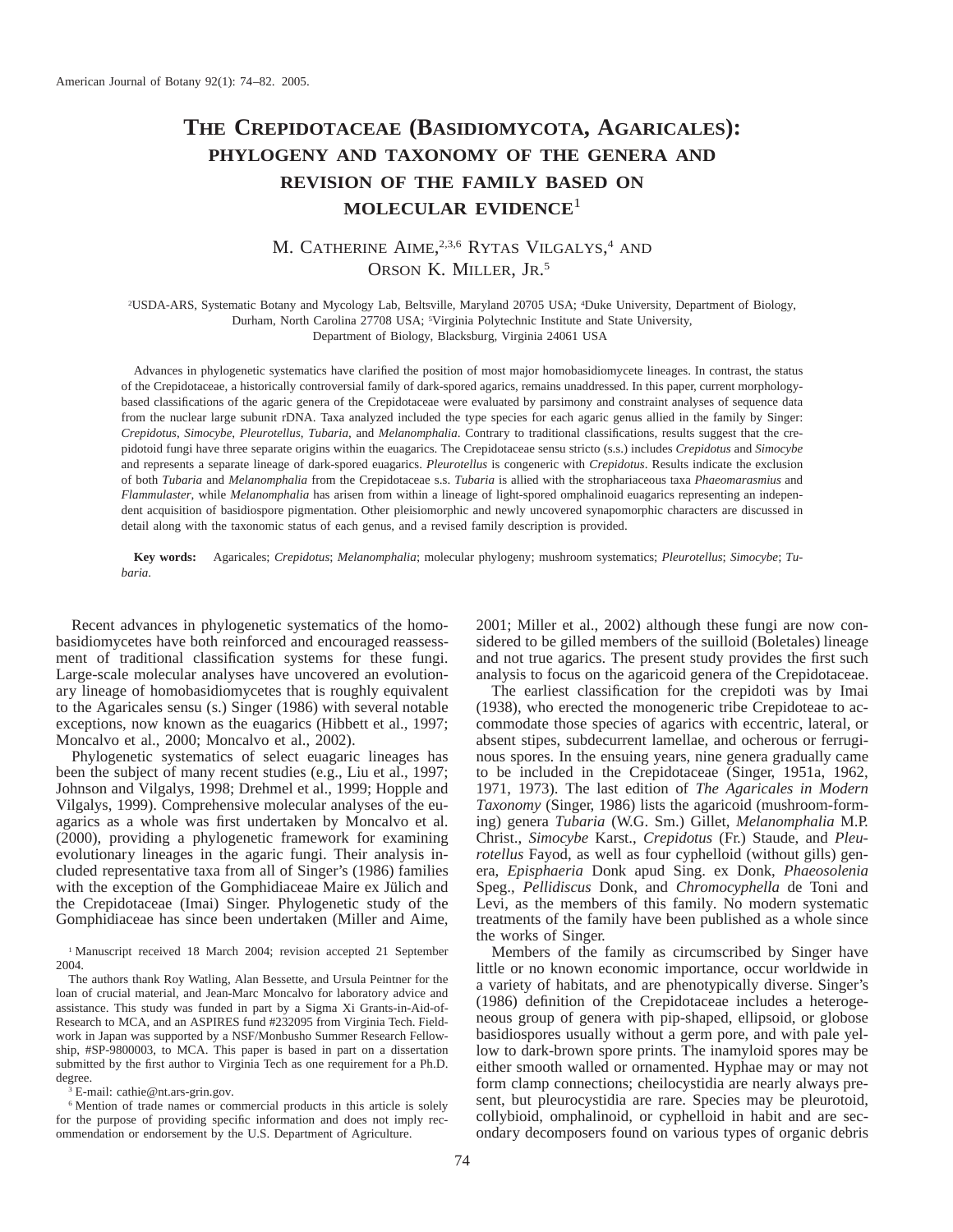# THE CREPIDOTACEAE (BASIDIOMYCOTA, AGARICALES): PHYLOGENY AND TAXONOMY OF THE GENERA AND REVISION OF THE FAMILY BASED ON MOLECULAR EVIDENCE[1]

M. CATHERINE AIME,[2,3,6] RYTAS VILGALYS,[4] AND ORSON K. MILLER, JR.[5]

[2]USDA-ARS, Systematic Botany and Mycology Lab, Beltsville, Maryland 20705 USA; [4]Duke University, Department of Biology, Durham, North Carolina 27708 USA; [5]Virginia Polytechnic Institute and State University, Department of Biology, Blacksburg, Virginia 24061 USA

Advances in phylogenetic systematics have clarified the position of most major homobasidiomycete lineages. In contrast, the status of the Crepidotaceae, a historically controversial family of dark-spored agarics, remains unaddressed. In this paper, current morphology-based classifications of the agaric genera of the Crepidotaceae were evaluated by parsimony and constraint analyses of sequence data from the nuclear large subunit rDNA. Taxa analyzed included the type species for each agaric genus allied in the family by Singer: *Crepidotus*, *Simocybe*, *Pleurotellus*, *Tubaria*, and *Melanomphalia*. Contrary to traditional classifications, results suggest that the crepidotoid fungi have three separate origins within the euagarics. The Crepidotaceae sensu stricto (s.s.) includes *Crepidotus* and *Simocybe* and represents a separate lineage of dark-spored euagarics. *Pleurotellus* is congeneric with *Crepidotus*. Results indicate the exclusion of both *Tubaria* and *Melanomphalia* from the Crepidotaceae s.s. *Tubaria* is allied with the strophariaceous taxa *Phaeomarasmius* and *Flammulaster*, while *Melanomphalia* has arisen from within a lineage of light-spored omphalinoid euagarics representing an independent acquisition of basidiospore pigmentation. Other pleisiomorphic and newly uncovered synapomorphic characters are discussed in detail along with the taxonomic status of each genus, and a revised family description is provided.

**Key words:** Agaricales; *Crepidotus*; *Melanomphalia*; molecular phylogeny; mushroom systematics; *Pleurotellus*; *Simocybe*; *Tubaria*.

Recent advances in phylogenetic systematics of the homobasidiomycetes have both reinforced and encouraged reassessment of traditional classification systems for these fungi. Large-scale molecular analyses have uncovered an evolutionary lineage of homobasidiomycetes that is roughly equivalent to the Agaricales sensu (s.) Singer (1986) with several notable exceptions, now known as the euagarics (Hibbett et al., 1997; Moncalvo et al., 2000; Moncalvo et al., 2002).

Phylogenetic systematics of select euagaric lineages has been the subject of many recent studies (e.g., Liu et al., 1997; Johnson and Vilgalys, 1998; Drehmel et al., 1999; Hopple and Vilgalys, 1999). Comprehensive molecular analyses of the euagarics as a whole was first undertaken by Moncalvo et al. (2000), providing a phylogenetic framework for examining evolutionary lineages in the agaric fungi. Their analysis included representative taxa from all of Singer's (1986) families with the exception of the Gomphidiaceae Maire ex Jülich and the Crepidotaceae (Imai) Singer. Phylogenetic study of the Gomphidiaceae has since been undertaken (Miller and Aime, 2001; Miller et al., 2002) although these fungi are now considered to be gilled members of the suilloid (Boletales) lineage and not true agarics. The present study provides the first such analysis to focus on the agaricoid genera of the Crepidotaceae.

The earliest classification for the crepidoti was by Imai (1938), who erected the monogeneric tribe Crepidoteae to accommodate those species of agarics with eccentric, lateral, or absent stipes, subdecurrent lamellae, and ocherous or ferruginous spores. In the ensuing years, nine genera gradually came to be included in the Crepidotaceae (Singer, 1951a, 1962, 1971, 1973). The last edition of *The Agaricales in Modern Taxonomy* (Singer, 1986) lists the agaricoid (mushroom-forming) genera *Tubaria* (W.G. Sm.) Gillet, *Melanomphalia* M.P. Christ., *Simocybe* Karst., *Crepidotus* (Fr.) Staude, and *Pleurotellus* Fayod, as well as four cyphelloid (without gills) genera, *Episphaeria* Donk apud Sing. ex Donk, *Phaeosolenia* Speg., *Pellidiscus* Donk, and *Chromocyphella* de Toni and Levi, as the members of this family. No modern systematic treatments of the family have been published as a whole since the works of Singer.

Members of the family as circumscribed by Singer have little or no known economic importance, occur worldwide in a variety of habitats, and are phenotypically diverse. Singer's (1986) definition of the Crepidotaceae includes a heterogeneous group of genera with pip-shaped, ellipsoid, or globose basidiospores usually without a germ pore, and with pale yellow to dark-brown spore prints. The inamyloid spores may be either smooth walled or ornamented. Hyphae may or may not form clamp connections; cheilocystidia are nearly always present, but pleurocystidia are rare. Species may be pleurotoid, collybioid, omphalinoid, or cyphelloid in habit and are secondary decomposers found on various types of organic debris

[1] Manuscript received 18 March 2004; revision accepted 21 September 2004.

The authors thank Roy Watling, Alan Bessette, and Ursula Peintner for the loan of crucial material, and Jean-Marc Moncalvo for laboratory advice and assistance. This study was funded in part by a Sigma Xi Grants-in-Aid-of-Research to MCA, and an ASPIRES fund #232095 from Virginia Tech. Fieldwork in Japan was supported by a NSF/Monbusho Summer Research Fellowship, #SP-9800003, to MCA. This paper is based in part on a dissertation submitted by the first author to Virginia Tech as one requirement for a Ph.D. degree.

[3] E-mail: cathie@nt.ars-grin.gov.

[6] Mention of trade names or commercial products in this article is solely for the purpose of providing specific information and does not imply recommendation or endorsement by the U.S. Department of Agriculture.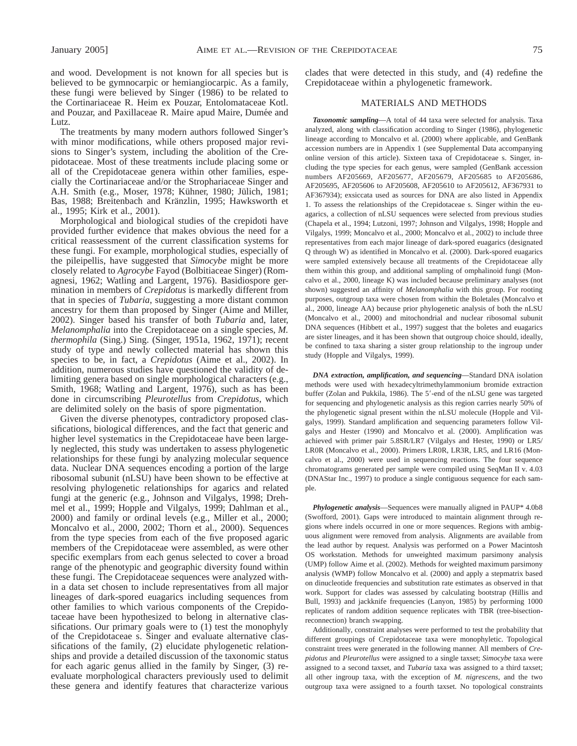and wood. Development is not known for all species but is believed to be gymnocarpic or hemiangiocarpic. As a family, these fungi were believed by Singer (1986) to be related to the Cortinariaceae R. Heim ex Pouzar, Entolomataceae Kotl. and Pouzar, and Paxillaceae R. Maire apud Maire, Dumée and Lutz.

The treatments by many modern authors followed Singer's with minor modifications, while others proposed major revisions to Singer's system, including the abolition of the Crepidotaceae. Most of these treatments include placing some or all of the Crepidotaceae genera within other families, especially the Cortinariaceae and/or the Strophariaceae Singer and A.H. Smith (e.g., Moser, 1978; Kühner, 1980; Jülich, 1981; Bas, 1988; Breitenbach and Kränzlin, 1995; Hawksworth et al., 1995; Kirk et al., 2001).

Morphological and biological studies of the crepidoti have provided further evidence that makes obvious the need for a critical reassessment of the current classification systems for these fungi. For example, morphological studies, especially of the pileipellis, have suggested that *Simocybe* might be more closely related to *Agrocybe* Fayod (Bolbitiaceae Singer) (Romagnesi, 1962; Watling and Largent, 1976). Basidiospore germination in members of *Crepidotus* is markedly different from that in species of *Tubaria*, suggesting a more distant common ancestry for them than proposed by Singer (Aime and Miller, 2002). Singer based his transfer of both *Tubaria* and, later, *Melanomphalia* into the Crepidotaceae on a single species, *M. thermophila* (Sing.) Sing. (Singer, 1951a, 1962, 1971); recent study of type and newly collected material has shown this species to be, in fact, a *Crepidotus* (Aime et al., 2002). In addition, numerous studies have questioned the validity of delimiting genera based on single morphological characters (e.g., Smith, 1968; Watling and Largent, 1976), such as has been done in circumscribing *Pleurotellus* from *Crepidotus*, which are delimited solely on the basis of spore pigmentation.

Given the diverse phenotypes, contradictory proposed classifications, biological differences, and the fact that generic and higher level systematics in the Crepidotaceae have been largely neglected, this study was undertaken to assess phylogenetic relationships for these fungi by analyzing molecular sequence data. Nuclear DNA sequences encoding a portion of the large ribosomal subunit (nLSU) have been shown to be effective at resolving phylogenetic relationships for agarics and related fungi at the generic (e.g., Johnson and Vilgalys, 1998; Drehmel et al., 1999; Hopple and Vilgalys, 1999; Dahlman et al., 2000) and family or ordinal levels (e.g., Miller et al., 2000; Moncalvo et al., 2000, 2002; Thorn et al., 2000). Sequences from the type species from each of the five proposed agaric members of the Crepidotaceae were assembled, as were other specific exemplars from each genus selected to cover a broad range of the phenotypic and geographic diversity found within these fungi. The Crepidotaceae sequences were analyzed within a data set chosen to include representatives from all major lineages of dark-spored euagarics including sequences from other families to which various components of the Crepidotaceae have been hypothesized to belong in alternative classifications. Our primary goals were to (1) test the monophyly of the Crepidotaceae s. Singer and evaluate alternative classifications of the family, (2) elucidate phylogenetic relationships and provide a detailed discussion of the taxonomic status for each agaric genus allied in the family by Singer, (3) reevaluate morphological characters previously used to delimit these genera and identify features that characterize various clades that were detected in this study, and (4) redefine the Crepidotaceae within a phylogenetic framework.

## MATERIALS AND METHODS

***Taxonomic sampling***—A total of 44 taxa were selected for analysis. Taxa analyzed, along with classification according to Singer (1986), phylogenetic lineage according to Moncalvo et al. (2000) where applicable, and GenBank accession numbers are in Appendix 1 (see Supplemental Data accompanying online version of this article). Sixteen taxa of Crepidotaceae s. Singer, including the type species for each genus, were sampled (GenBank accession numbers AF205669, AF205677, AF205679, AF205685 to AF205686, AF205695, AF205606 to AF205608, AF205610 to AF205612, AF367931 to AF367934); exsiccata used as sources for DNA are also listed in Appendix 1. To assess the relationships of the Crepidotaceae s. Singer within the euagarics, a collection of nLSU sequences were selected from previous studies (Chapela et al., 1994; Lutzoni, 1997; Johnson and Vilgalys, 1998; Hopple and Vilgalys, 1999; Moncalvo et al., 2000; Moncalvo et al., 2002) to include three representatives from each major lineage of dark-spored euagarics (designated Q through W) as identified in Moncalvo et al. (2000). Dark-spored euagarics were sampled extensively because all treatments of the Crepidotaceae ally them within this group, and additional sampling of omphalinoid fungi (Moncalvo et al., 2000, lineage K) was included because preliminary analyses (not shown) suggested an affinity of *Melanomphalia* with this group. For rooting purposes, outgroup taxa were chosen from within the Boletales (Moncalvo et al., 2000, lineage AA) because prior phylogenetic analysis of both the nLSU (Moncalvo et al., 2000) and mitochondrial and nuclear ribosomal subunit DNA sequences (Hibbett et al., 1997) suggest that the boletes and euagarics are sister lineages, and it has been shown that outgroup choice should, ideally, be confined to taxa sharing a sister group relationship to the ingroup under study (Hopple and Vilgalys, 1999).

***DNA extraction, amplification, and sequencing***—Standard DNA isolation methods were used with hexadecyltrimethylammonium bromide extraction buffer (Zolan and Pukkila, 1986). The 5′-end of the nLSU gene was targeted for sequencing and phylogenetic analysis as this region carries nearly 50% of the phylogenetic signal present within the nLSU molecule (Hopple and Vilgalys, 1999). Standard amplification and sequencing parameters follow Vilgalys and Hester (1990) and Moncalvo et al. (2000). Amplification was achieved with primer pair 5.8SR/LR7 (Vilgalys and Hester, 1990) or LR5/LR0R (Moncalvo et al., 2000). Primers LR0R, LR3R, LR5, and LR16 (Moncalvo et al., 2000) were used in sequencing reactions. The four sequence chromatograms generated per sample were compiled using SeqMan II v. 4.03 (DNAStar Inc., 1997) to produce a single contiguous sequence for each sample.

***Phylogenetic analysis***—Sequences were manually aligned in PAUP* 4.0b8 (Swofford, 2001). Gaps were introduced to maintain alignment through regions where indels occurred in one or more sequences. Regions with ambiguous alignment were removed from analysis. Alignments are available from the lead author by request. Analysis was performed on a Power Macintosh OS workstation. Methods for unweighted maximum parsimony analysis (UMP) follow Aime et al. (2002). Methods for weighted maximum parsimony analysis (WMP) follow Moncalvo et al. (2000) and apply a stepmatrix based on dinucleotide frequencies and substitution rate estimates as observed in that work. Support for clades was assessed by calculating bootstrap (Hillis and Bull, 1993) and jackknife frequencies (Lanyon, 1985) by performing 1000 replicates of random addition sequence replicates with TBR (tree-bisection-reconnection) branch swapping.

Additionally, constraint analyses were performed to test the probability that different groupings of Crepidotaceae taxa were monophyletic. Topological constraint trees were generated in the following manner. All members of *Crepidotus* and *Pleurotellus* were assigned to a single taxset; *Simocybe* taxa were assigned to a second taxset, and *Tubaria* taxa was assigned to a third taxset; all other ingroup taxa, with the exception of *M. nigrescens*, and the two outgroup taxa were assigned to a fourth taxset. No topological constraints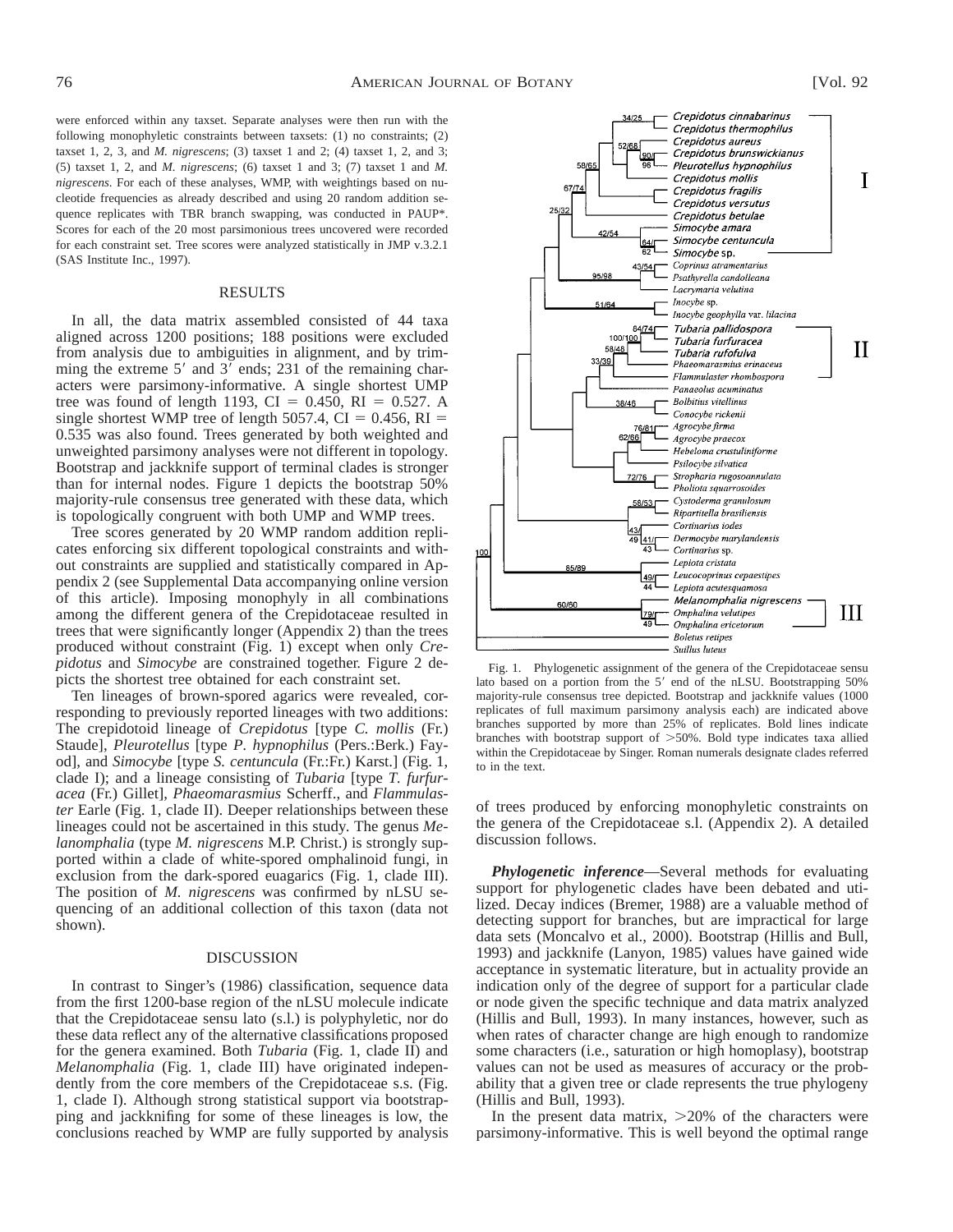were enforced within any taxset. Separate analyses were then run with the following monophyletic constraints between taxsets: (1) no constraints; (2) taxset 1, 2, 3, and *M. nigrescens*; (3) taxset 1 and 2; (4) taxset 1, 2, and 3; (5) taxset 1, 2, and *M. nigrescens*; (6) taxset 1 and 3; (7) taxset 1 and *M. nigrescens*. For each of these analyses, WMP, with weightings based on nucleotide frequencies as already described and using 20 random addition sequence replicates with TBR branch swapping, was conducted in PAUP*. Scores for each of the 20 most parsimonious trees uncovered were recorded for each constraint set. Tree scores were analyzed statistically in JMP v.3.2.1 (SAS Institute Inc., 1997).

## RESULTS

In all, the data matrix assembled consisted of 44 taxa aligned across 1200 positions; 188 positions were excluded from analysis due to ambiguities in alignment, and by trimming the extreme 5′ and 3′ ends; 231 of the remaining characters were parsimony-informative. A single shortest UMP tree was found of length 1193, CI = 0.450, RI = 0.527. A single shortest WMP tree of length 5057.4, CI = 0.456, RI = 0.535 was also found. Trees generated by both weighted and unweighted parsimony analyses were not different in topology. Bootstrap and jackknife support of terminal clades is stronger than for internal nodes. Figure 1 depicts the bootstrap 50% majority-rule consensus tree generated with these data, which is topologically congruent with both UMP and WMP trees.

Tree scores generated by 20 WMP random addition replicates enforcing six different topological constraints and without constraints are supplied and statistically compared in Appendix 2 (see Supplemental Data accompanying online version of this article). Imposing monophyly in all combinations among the different genera of the Crepidotaceae resulted in trees that were significantly longer (Appendix 2) than the trees produced without constraint (Fig. 1) except when only *Crepidotus* and *Simocybe* are constrained together. Figure 2 depicts the shortest tree obtained for each constraint set.

Ten lineages of brown-spored agarics were revealed, corresponding to previously reported lineages with two additions: The crepidotoid lineage of *Crepidotus* [type *C. mollis* (Fr.) Staude], *Pleurotellus* [type *P. hypnophilus* (Pers.:Berk.) Fayod], and *Simocybe* [type *S. centuncula* (Fr.:Fr.) Karst.] (Fig. 1, clade I); and a lineage consisting of *Tubaria* [type *T. furfuracea* (Fr.) Gillet], *Phaeomarasmius* Scherff., and *Flammulaster* Earle (Fig. 1, clade II). Deeper relationships between these lineages could not be ascertained in this study. The genus *Melanomphalia* (type *M. nigrescens* M.P. Christ.) is strongly supported within a clade of white-spored omphalinoid fungi, in exclusion from the dark-spored euagarics (Fig. 1, clade III). The position of *M. nigrescens* was confirmed by nLSU sequencing of an additional collection of this taxon (data not shown).

## DISCUSSION

In contrast to Singer's (1986) classification, sequence data from the first 1200-base region of the nLSU molecule indicate that the Crepidotaceae sensu lato (s.l.) is polyphyletic, nor do these data reflect any of the alternative classifications proposed for the genera examined. Both *Tubaria* (Fig. 1, clade II) and *Melanomphalia* (Fig. 1, clade III) have originated independently from the core members of the Crepidotaceae s.s. (Fig. 1, clade I). Although strong statistical support via bootstrapping and jackknifing for some of these lineages is low, the conclusions reached by WMP are fully supported by analysis of trees produced by enforcing monophyletic constraints on the genera of the Crepidotaceae s.l. (Appendix 2). A detailed discussion follows.

Fig. 1. Phylogenetic assignment of the genera of the Crepidotaceae sensu lato based on a portion from the 5′ end of the nLSU. Bootstrapping 50% majority-rule consensus tree depicted. Bootstrap and jackknife values (1000 replicates of full maximum parsimony analysis each) are indicated above branches supported by more than 25% of replicates. Bold lines indicate branches with bootstrap support of >50%. Bold type indicates taxa allied within the Crepidotaceae by Singer. Roman numerals designate clades referred to in the text.

***Phylogenetic inference***—Several methods for evaluating support for phylogenetic clades have been debated and utilized. Decay indices (Bremer, 1988) are a valuable method of detecting support for branches, but are impractical for large data sets (Moncalvo et al., 2000). Bootstrap (Hillis and Bull, 1993) and jackknife (Lanyon, 1985) values have gained wide acceptance in systematic literature, but in actuality provide an indication only of the degree of support for a particular clade or node given the specific technique and data matrix analyzed (Hillis and Bull, 1993). In many instances, however, such as when rates of character change are high enough to randomize some characters (i.e., saturation or high homoplasy), bootstrap values can not be used as measures of accuracy or the probability that a given tree or clade represents the true phylogeny (Hillis and Bull, 1993).

In the present data matrix, >20% of the characters were parsimony-informative. This is well beyond the optimal range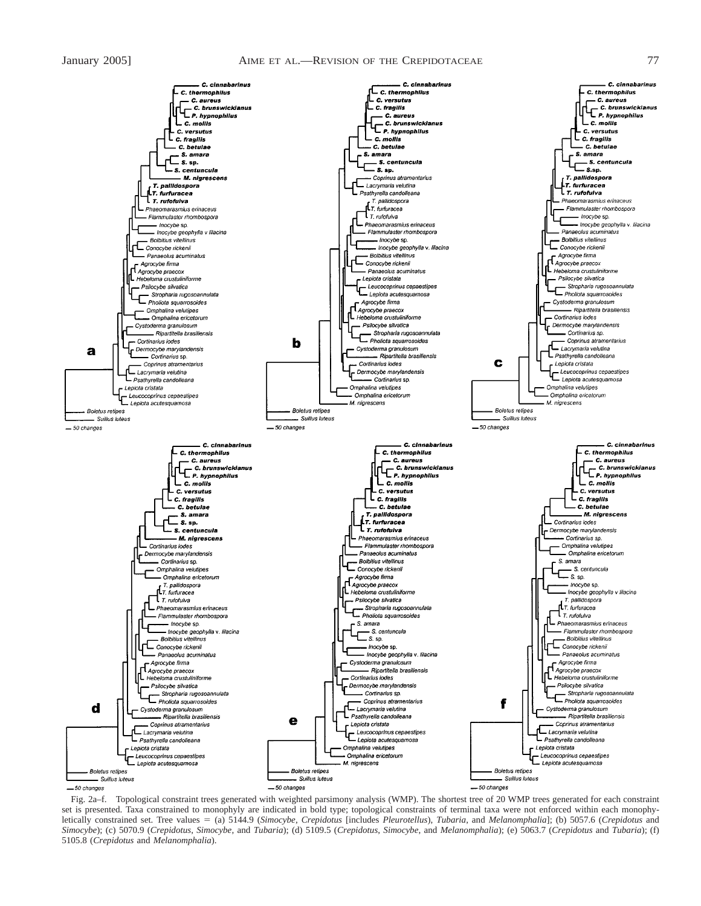Fig. 2a–f. Topological constraint trees generated with weighted parsimony analysis (WMP). The shortest tree of 20 WMP trees generated for each constraint set is presented. Taxa constrained to monophyly are indicated in bold type; topological constraints of terminal taxa were not enforced within each monophyletically constrained set. Tree values = (a) 5144.9 (*Simocybe*, *Crepidotus* [includes *Pleurotellus*), *Tubaria*, and *Melanomphalia*]; (b) 5057.6 (*Crepidotus* and *Simocybe*); (c) 5070.9 (*Crepidotus*, *Simocybe*, and *Tubaria*); (d) 5109.5 (*Crepidotus*, *Simocybe*, and *Melanomphalia*); (e) 5063.7 (*Crepidotus* and *Tubaria*); (f) 5105.8 (*Crepidotus* and *Melanomphalia*).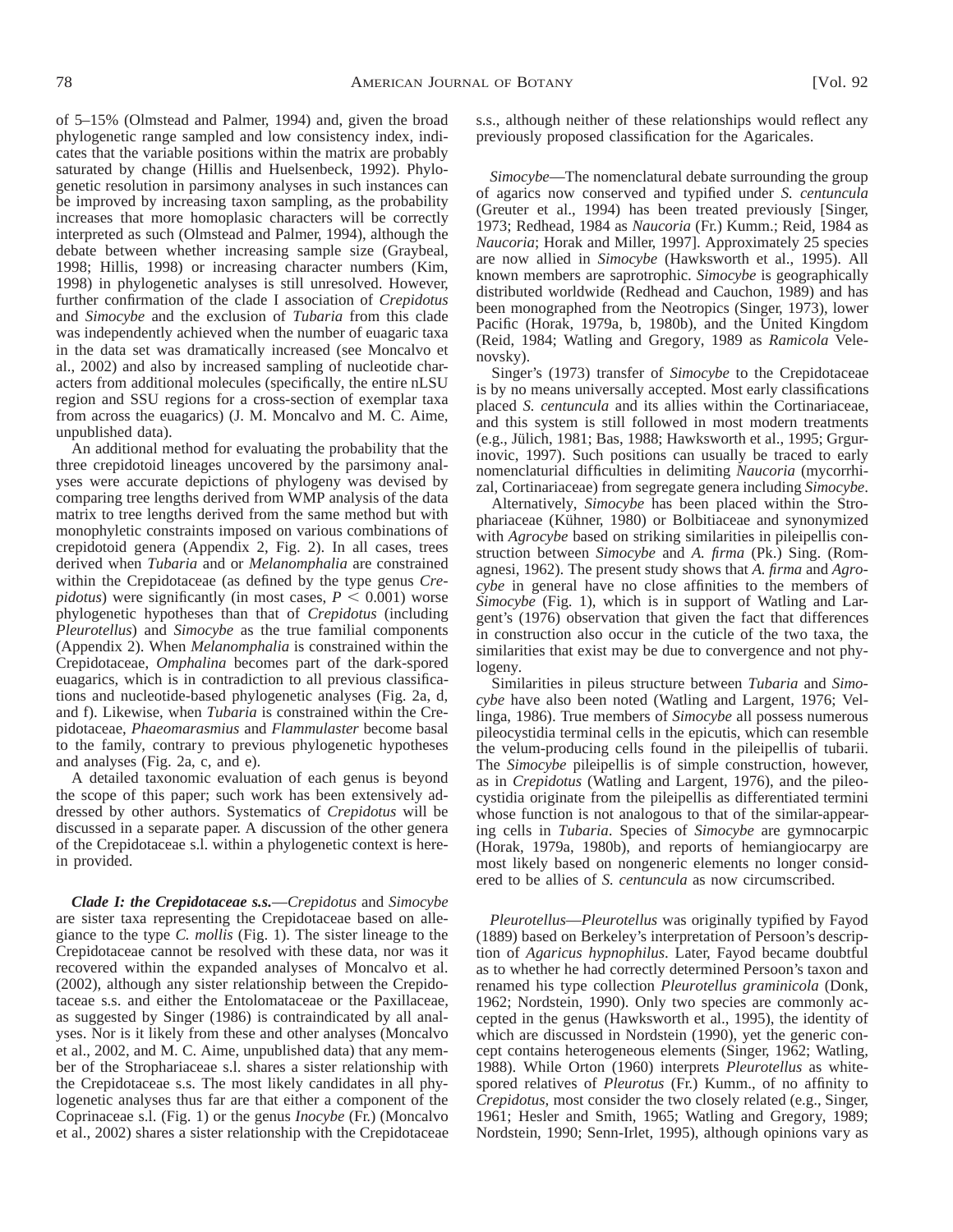of 5–15% (Olmstead and Palmer, 1994) and, given the broad phylogenetic range sampled and low consistency index, indicates that the variable positions within the matrix are probably saturated by change (Hillis and Huelsenbeck, 1992). Phylogenetic resolution in parsimony analyses in such instances can be improved by increasing taxon sampling, as the probability increases that more homoplasic characters will be correctly interpreted as such (Olmstead and Palmer, 1994), although the debate between whether increasing sample size (Graybeal, 1998; Hillis, 1998) or increasing character numbers (Kim, 1998) in phylogenetic analyses is still unresolved. However, further confirmation of the clade I association of *Crepidotus* and *Simocybe* and the exclusion of *Tubaria* from this clade was independently achieved when the number of euagaric taxa in the data set was dramatically increased (see Moncalvo et al., 2002) and also by increased sampling of nucleotide characters from additional molecules (specifically, the entire nLSU region and SSU regions for a cross-section of exemplar taxa from across the euagarics) (J. M. Moncalvo and M. C. Aime, unpublished data).

An additional method for evaluating the probability that the three crepidotoid lineages uncovered by the parsimony analyses were accurate depictions of phylogeny was devised by comparing tree lengths derived from WMP analysis of the data matrix to tree lengths derived from the same method but with monophyletic constraints imposed on various combinations of crepidotoid genera (Appendix 2, Fig. 2). In all cases, trees derived when *Tubaria* and or *Melanomphalia* are constrained within the Crepidotaceae (as defined by the type genus *Crepidotus*) were significantly (in most cases, $P < 0.001$) worse phylogenetic hypotheses than that of *Crepidotus* (including *Pleurotellus*) and *Simocybe* as the true familial components (Appendix 2). When *Melanomphalia* is constrained within the Crepidotaceae, *Omphalina* becomes part of the dark-spored euagarics, which is in contradiction to all previous classifications and nucleotide-based phylogenetic analyses (Fig. 2a, d, and f). Likewise, when *Tubaria* is constrained within the Crepidotaceae, *Phaeomarasmius* and *Flammulaster* become basal to the family, contrary to previous phylogenetic hypotheses and analyses (Fig. 2a, c, and e).

A detailed taxonomic evaluation of each genus is beyond the scope of this paper; such work has been extensively addressed by other authors. Systematics of *Crepidotus* will be discussed in a separate paper. A discussion of the other genera of the Crepidotaceae s.l. within a phylogenetic context is herein provided.

***Clade I: the Crepidotaceae s.s.***—*Crepidotus* and *Simocybe* are sister taxa representing the Crepidotaceae based on allegiance to the type *C. mollis* (Fig. 1). The sister lineage to the Crepidotaceae cannot be resolved with these data, nor was it recovered within the expanded analyses of Moncalvo et al. (2002), although any sister relationship between the Crepidotaceae s.s. and either the Entolomataceae or the Paxillaceae, as suggested by Singer (1986) is contraindicated by all analyses. Nor is it likely from these and other analyses (Moncalvo et al., 2002, and M. C. Aime, unpublished data) that any member of the Strophariaceae s.l. shares a sister relationship with the Crepidotaceae s.s. The most likely candidates in all phylogenetic analyses thus far are that either a component of the Coprinaceae s.l. (Fig. 1) or the genus *Inocybe* (Fr.) (Moncalvo et al., 2002) shares a sister relationship with the Crepidotaceae s.s., although neither of these relationships would reflect any previously proposed classification for the Agaricales.

*Simocybe*—The nomenclatural debate surrounding the group of agarics now conserved and typified under *S. centuncula* (Greuter et al., 1994) has been treated previously [Singer, 1973; Redhead, 1984 as *Naucoria* (Fr.) Kumm.; Reid, 1984 as *Naucoria*; Horak and Miller, 1997]. Approximately 25 species are now allied in *Simocybe* (Hawksworth et al., 1995). All known members are saprotrophic. *Simocybe* is geographically distributed worldwide (Redhead and Cauchon, 1989) and has been monographed from the Neotropics (Singer, 1973), lower Pacific (Horak, 1979a, b, 1980b), and the United Kingdom (Reid, 1984; Watling and Gregory, 1989 as *Ramicola* Velenovsky).

Singer's (1973) transfer of *Simocybe* to the Crepidotaceae is by no means universally accepted. Most early classifications placed *S. centuncula* and its allies within the Cortinariaceae, and this system is still followed in most modern treatments (e.g., Jülich, 1981; Bas, 1988; Hawksworth et al., 1995; Grgurinovic, 1997). Such positions can usually be traced to early nomenclaturial difficulties in delimiting *Naucoria* (mycorrhizal, Cortinariaceae) from segregate genera including *Simocybe*.

Alternatively, *Simocybe* has been placed within the Strophariaceae (Kühner, 1980) or Bolbitiaceae and synonymized with *Agrocybe* based on striking similarities in pileipellis construction between *Simocybe* and *A. firma* (Pk.) Sing. (Romagnesi, 1962). The present study shows that *A. firma* and *Agrocybe* in general have no close affinities to the members of *Simocybe* (Fig. 1), which is in support of Watling and Largent's (1976) observation that given the fact that differences in construction also occur in the cuticle of the two taxa, the similarities that exist may be due to convergence and not phylogeny.

Similarities in pileus structure between *Tubaria* and *Simocybe* have also been noted (Watling and Largent, 1976; Vellinga, 1986). True members of *Simocybe* all possess numerous pileocystidia terminal cells in the epicutis, which can resemble the velum-producing cells found in the pileipellis of tubarii. The *Simocybe* pileipellis is of simple construction, however, as in *Crepidotus* (Watling and Largent, 1976), and the pileocystidia originate from the pileipellis as differentiated termini whose function is not analogous to that of the similar-appearing cells in *Tubaria*. Species of *Simocybe* are gymnocarpic (Horak, 1979a, 1980b), and reports of hemiangiocarpy are most likely based on nongeneric elements no longer considered to be allies of *S. centuncula* as now circumscribed.

*Pleurotellus*—*Pleurotellus* was originally typified by Fayod (1889) based on Berkeley's interpretation of Persoon's description of *Agaricus hypnophilus*. Later, Fayod became doubtful as to whether he had correctly determined Persoon's taxon and renamed his type collection *Pleurotellus graminicola* (Donk, 1962; Nordstein, 1990). Only two species are commonly accepted in the genus (Hawksworth et al., 1995), the identity of which are discussed in Nordstein (1990), yet the generic concept contains heterogeneous elements (Singer, 1962; Watling, 1988). While Orton (1960) interprets *Pleurotellus* as white-spored relatives of *Pleurotus* (Fr.) Kumm., of no affinity to *Crepidotus*, most consider the two closely related (e.g., Singer, 1961; Hesler and Smith, 1965; Watling and Gregory, 1989; Nordstein, 1990; Senn-Irlet, 1995), although opinions vary as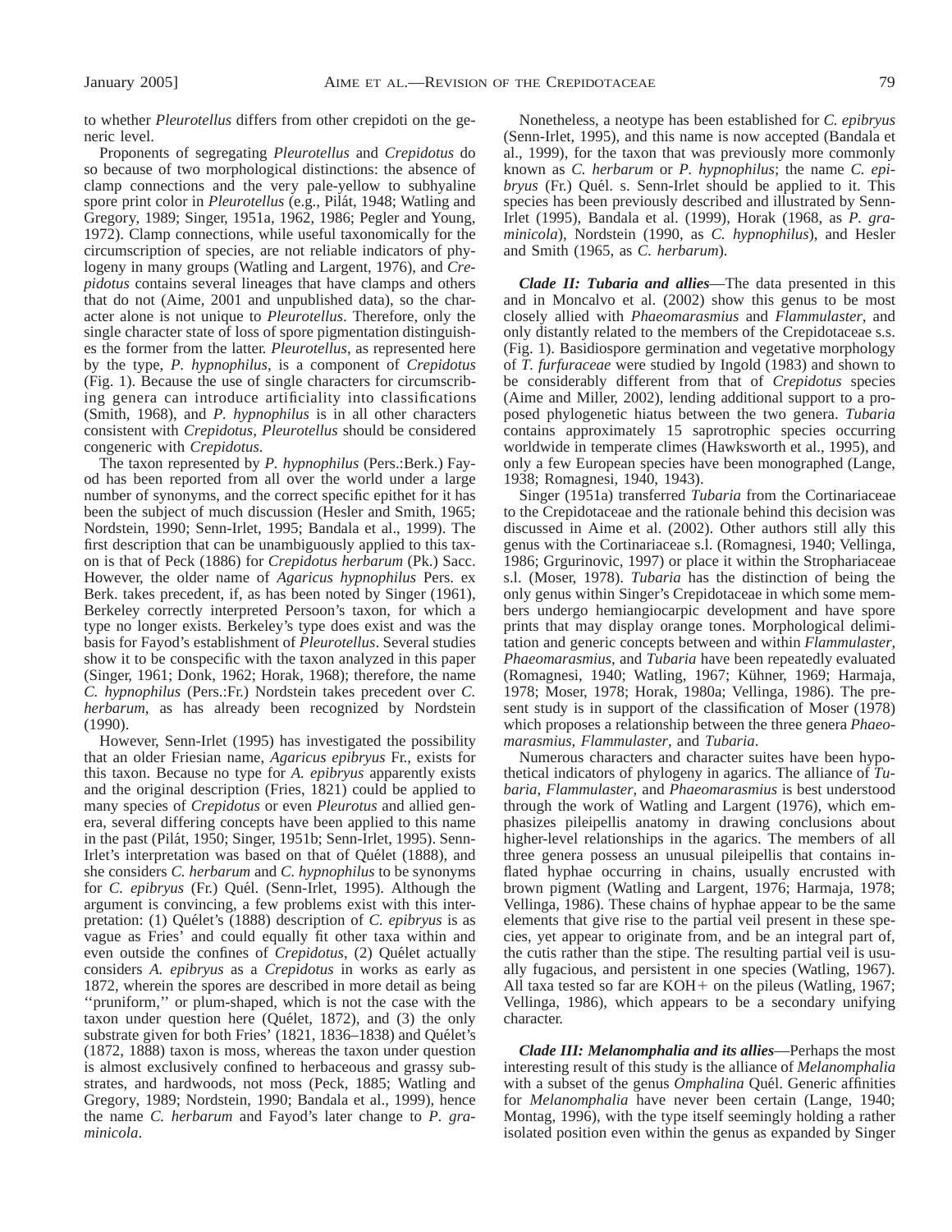to whether *Pleurotellus* differs from other crepidoti on the generic level.

Proponents of segregating *Pleurotellus* and *Crepidotus* do so because of two morphological distinctions: the absence of clamp connections and the very pale-yellow to subhyaline spore print color in *Pleurotellus* (e.g., Pilát, 1948; Watling and Gregory, 1989; Singer, 1951a, 1962, 1986; Pegler and Young, 1972). Clamp connections, while useful taxonomically for the circumscription of species, are not reliable indicators of phylogeny in many groups (Watling and Largent, 1976), and *Crepidotus* contains several lineages that have clamps and others that do not (Aime, 2001 and unpublished data), so the character alone is not unique to *Pleurotellus*. Therefore, only the single character state of loss of spore pigmentation distinguishes the former from the latter. *Pleurotellus*, as represented here by the type, *P. hypnophilus*, is a component of *Crepidotus* (Fig. 1). Because the use of single characters for circumscribing genera can introduce artificiality into classifications (Smith, 1968), and *P. hypnophilus* is in all other characters consistent with *Crepidotus*, *Pleurotellus* should be considered congeneric with *Crepidotus*.

The taxon represented by *P. hypnophilus* (Pers.:Berk.) Fayod has been reported from all over the world under a large number of synonyms, and the correct specific epithet for it has been the subject of much discussion (Hesler and Smith, 1965; Nordstein, 1990; Senn-Irlet, 1995; Bandala et al., 1999). The first description that can be unambiguously applied to this taxon is that of Peck (1886) for *Crepidotus herbarum* (Pk.) Sacc. However, the older name of *Agaricus hypnophilus* Pers. ex Berk. takes precedent, if, as has been noted by Singer (1961), Berkeley correctly interpreted Persoon's taxon, for which a type no longer exists. Berkeley's type does exist and was the basis for Fayod's establishment of *Pleurotellus*. Several studies show it to be conspecific with the taxon analyzed in this paper (Singer, 1961; Donk, 1962; Horak, 1968); therefore, the name *C. hypnophilus* (Pers.:Fr.) Nordstein takes precedent over *C. herbarum*, as has already been recognized by Nordstein (1990).

However, Senn-Irlet (1995) has investigated the possibility that an older Friesian name, *Agaricus epibryus* Fr., exists for this taxon. Because no type for *A. epibryus* apparently exists and the original description (Fries, 1821) could be applied to many species of *Crepidotus* or even *Pleurotus* and allied genera, several differing concepts have been applied to this name in the past (Pilát, 1950; Singer, 1951b; Senn-Irlet, 1995). Senn-Irlet's interpretation was based on that of Quélet (1888), and she considers *C. herbarum* and *C. hypnophilus* to be synonyms for *C. epibryus* (Fr.) Quél. (Senn-Irlet, 1995). Although the argument is convincing, a few problems exist with this interpretation: (1) Quélet's (1888) description of *C. epibryus* is as vague as Fries' and could equally fit other taxa within and even outside the confines of *Crepidotus*, (2) Quélet actually considers *A. epibryus* as a *Crepidotus* in works as early as 1872, wherein the spores are described in more detail as being ''pruniform,'' or plum-shaped, which is not the case with the taxon under question here (Quélet, 1872), and (3) the only substrate given for both Fries' (1821, 1836–1838) and Quélet's (1872, 1888) taxon is moss, whereas the taxon under question is almost exclusively confined to herbaceous and grassy substrates, and hardwoods, not moss (Peck, 1885; Watling and Gregory, 1989; Nordstein, 1990; Bandala et al., 1999), hence the name *C. herbarum* and Fayod's later change to *P. graminicola*.

Nonetheless, a neotype has been established for *C. epibryus* (Senn-Irlet, 1995), and this name is now accepted (Bandala et al., 1999), for the taxon that was previously more commonly known as *C. herbarum* or *P. hypnophilus*; the name *C. epibryus* (Fr.) Quél. s. Senn-Irlet should be applied to it. This species has been previously described and illustrated by Senn-Irlet (1995), Bandala et al. (1999), Horak (1968, as *P. graminicola*), Nordstein (1990, as *C. hypnophilus*), and Hesler and Smith (1965, as *C. herbarum*).

***Clade II: Tubaria and allies***—The data presented in this and in Moncalvo et al. (2002) show this genus to be most closely allied with *Phaeomarasmius* and *Flammulaster*, and only distantly related to the members of the Crepidotaceae s.s. (Fig. 1). Basidiospore germination and vegetative morphology of *T. furfuraceae* were studied by Ingold (1983) and shown to be considerably different from that of *Crepidotus* species (Aime and Miller, 2002), lending additional support to a proposed phylogenetic hiatus between the two genera. *Tubaria* contains approximately 15 saprotrophic species occurring worldwide in temperate climes (Hawksworth et al., 1995), and only a few European species have been monographed (Lange, 1938; Romagnesi, 1940, 1943).

Singer (1951a) transferred *Tubaria* from the Cortinariaceae to the Crepidotaceae and the rationale behind this decision was discussed in Aime et al. (2002). Other authors still ally this genus with the Cortinariaceae s.l. (Romagnesi, 1940; Vellinga, 1986; Grgurinovic, 1997) or place it within the Strophariaceae s.l. (Moser, 1978). *Tubaria* has the distinction of being the only genus within Singer's Crepidotaceae in which some members undergo hemiangiocarpic development and have spore prints that may display orange tones. Morphological delimitation and generic concepts between and within *Flammulaster*, *Phaeomarasmius*, and *Tubaria* have been repeatedly evaluated (Romagnesi, 1940; Watling, 1967; Kühner, 1969; Harmaja, 1978; Moser, 1978; Horak, 1980a; Vellinga, 1986). The present study is in support of the classification of Moser (1978) which proposes a relationship between the three genera *Phaeomarasmius*, *Flammulaster*, and *Tubaria*.

Numerous characters and character suites have been hypothetical indicators of phylogeny in agarics. The alliance of *Tubaria*, *Flammulaster*, and *Phaeomarasmius* is best understood through the work of Watling and Largent (1976), which emphasizes pileipellis anatomy in drawing conclusions about higher-level relationships in the agarics. The members of all three genera possess an unusual pileipellis that contains inflated hyphae occurring in chains, usually encrusted with brown pigment (Watling and Largent, 1976; Harmaja, 1978; Vellinga, 1986). These chains of hyphae appear to be the same elements that give rise to the partial veil present in these species, yet appear to originate from, and be an integral part of, the cutis rather than the stipe. The resulting partial veil is usually fugacious, and persistent in one species (Watling, 1967). All taxa tested so far are KOH+ on the pileus (Watling, 1967; Vellinga, 1986), which appears to be a secondary unifying character.

***Clade III: Melanomphalia and its allies***—Perhaps the most interesting result of this study is the alliance of *Melanomphalia* with a subset of the genus *Omphalina* Quél. Generic affinities for *Melanomphalia* have never been certain (Lange, 1940; Montag, 1996), with the type itself seemingly holding a rather isolated position even within the genus as expanded by Singer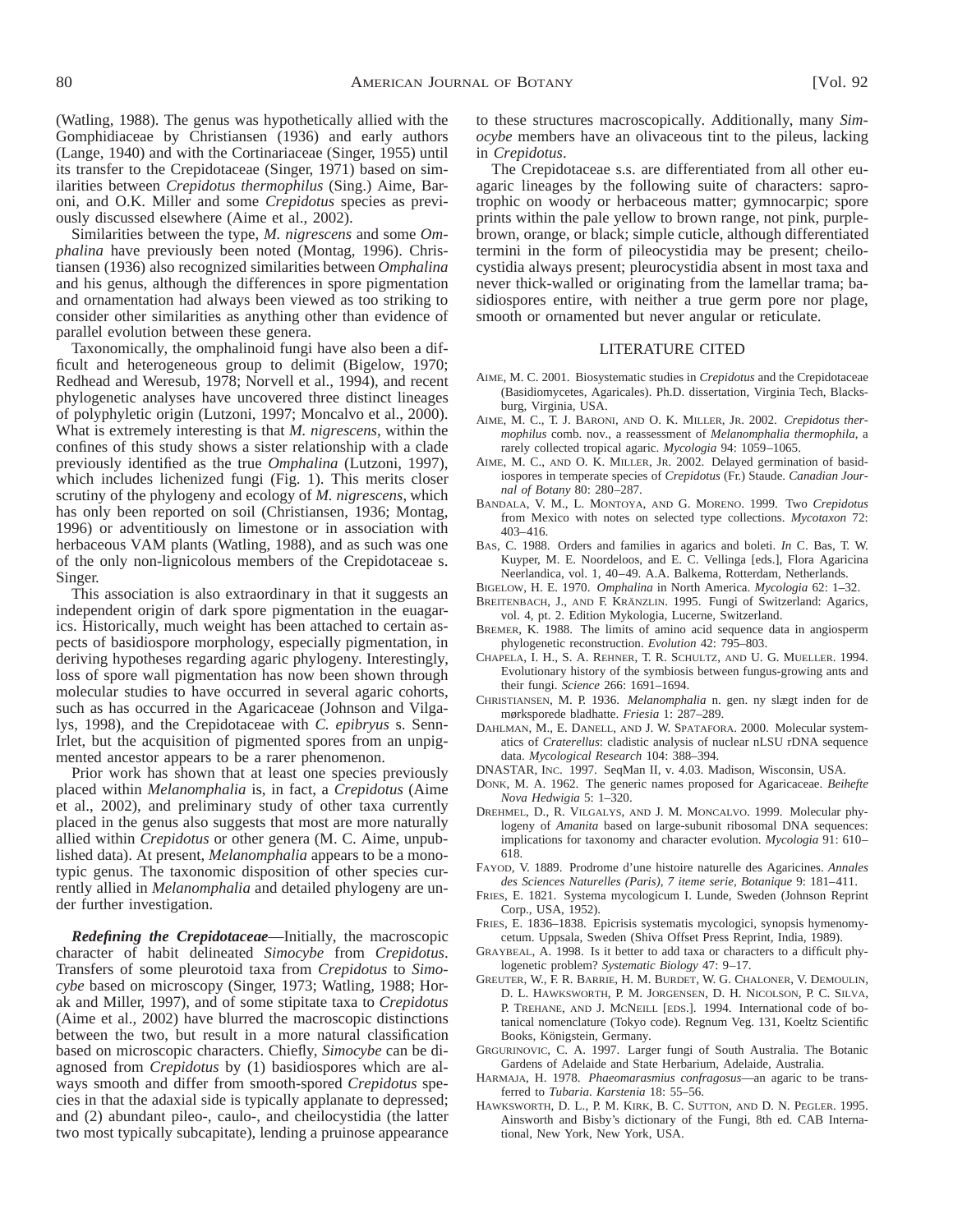(Watling, 1988). The genus was hypothetically allied with the Gomphidiaceae by Christiansen (1936) and early authors (Lange, 1940) and with the Cortinariaceae (Singer, 1955) until its transfer to the Crepidotaceae (Singer, 1971) based on similarities between *Crepidotus thermophilus* (Sing.) Aime, Baroni, and O.K. Miller and some *Crepidotus* species as previously discussed elsewhere (Aime et al., 2002).

Similarities between the type, *M. nigrescens* and some *Omphalina* have previously been noted (Montag, 1996). Christiansen (1936) also recognized similarities between *Omphalina* and his genus, although the differences in spore pigmentation and ornamentation had always been viewed as too striking to consider other similarities as anything other than evidence of parallel evolution between these genera.

Taxonomically, the omphalinoid fungi have also been a difficult and heterogeneous group to delimit (Bigelow, 1970; Redhead and Weresub, 1978; Norvell et al., 1994), and recent phylogenetic analyses have uncovered three distinct lineages of polyphyletic origin (Lutzoni, 1997; Moncalvo et al., 2000). What is extremely interesting is that *M. nigrescens*, within the confines of this study shows a sister relationship with a clade previously identified as the true *Omphalina* (Lutzoni, 1997), which includes lichenized fungi (Fig. 1). This merits closer scrutiny of the phylogeny and ecology of *M. nigrescens*, which has only been reported on soil (Christiansen, 1936; Montag, 1996) or adventitiously on limestone or in association with herbaceous VAM plants (Watling, 1988), and as such was one of the only non-lignicolous members of the Crepidotaceae s. Singer.

This association is also extraordinary in that it suggests an independent origin of dark spore pigmentation in the euagarics. Historically, much weight has been attached to certain aspects of basidiospore morphology, especially pigmentation, in deriving hypotheses regarding agaric phylogeny. Interestingly, loss of spore wall pigmentation has now been shown through molecular studies to have occurred in several agaric cohorts, such as has occurred in the Agaricaceae (Johnson and Vilgalys, 1998), and the Crepidotaceae with *C. epibryus* s. Senn-Irlet, but the acquisition of pigmented spores from an unpigmented ancestor appears to be a rarer phenomenon.

Prior work has shown that at least one species previously placed within *Melanomphalia* is, in fact, a *Crepidotus* (Aime et al., 2002), and preliminary study of other taxa currently placed in the genus also suggests that most are more naturally allied within *Crepidotus* or other genera (M. C. Aime, unpublished data). At present, *Melanomphalia* appears to be a monotypic genus. The taxonomic disposition of other species currently allied in *Melanomphalia* and detailed phylogeny are under further investigation.

***Redefining the Crepidotaceae***—Initially, the macroscopic character of habit delineated *Simocybe* from *Crepidotus*. Transfers of some pleurotoid taxa from *Crepidotus* to *Simocybe* based on microscopy (Singer, 1973; Watling, 1988; Horak and Miller, 1997), and of some stipitate taxa to *Crepidotus* (Aime et al., 2002) have blurred the macroscopic distinctions between the two, but result in a more natural classification based on microscopic characters. Chiefly, *Simocybe* can be diagnosed from *Crepidotus* by (1) basidiospores which are always smooth and differ from smooth-spored *Crepidotus* species in that the adaxial side is typically applanate to depressed; and (2) abundant pileo-, caulo-, and cheilocystidia (the latter two most typically subcapitate), lending a pruinose appearance to these structures macroscopically. Additionally, many *Simocybe* members have an olivaceous tint to the pileus, lacking in *Crepidotus*.

The Crepidotaceae s.s. are differentiated from all other euagaric lineages by the following suite of characters: saprotrophic on woody or herbaceous matter; gymnocarpic; spore prints within the pale yellow to brown range, not pink, purple-brown, orange, or black; simple cuticle, although differentiated termini in the form of pileocystidia may be present; cheilocystidia always present; pleurocystidia absent in most taxa and never thick-walled or originating from the lamellar trama; basidiospores entire, with neither a true germ pore nor plage, smooth or ornamented but never angular or reticulate.

## LITERATURE CITED

Aime, M. C. 2001. Biosystematic studies in *Crepidotus* and the Crepidotaceae (Basidiomycetes, Agaricales). Ph.D. dissertation, Virginia Tech, Blacksburg, Virginia, USA.

Aime, M. C., T. J. Baroni, and O. K. Miller, Jr. 2002. *Crepidotus thermophilus* comb. nov., a reassessment of *Melanomphalia thermophila*, a rarely collected tropical agaric. *Mycologia* 94: 1059–1065.

Aime, M. C., and O. K. Miller, Jr. 2002. Delayed germination of basidiospores in temperate species of *Crepidotus* (Fr.) Staude. *Canadian Journal of Botany* 80: 280–287.

Bandala, V. M., L. Montoya, and G. Moreno. 1999. Two *Crepidotus* from Mexico with notes on selected type collections. *Mycotaxon* 72: 403–416.

Bas, C. 1988. Orders and families in agarics and boleti. *In* C. Bas, T. W. Kuyper, M. E. Noordeloos, and E. C. Vellinga [eds.], Flora Agaricina Neerlandica, vol. 1, 40–49. A.A. Balkema, Rotterdam, Netherlands.

Bigelow, H. E. 1970. *Omphalina* in North America. *Mycologia* 62: 1–32.

Breitenbach, J., and F. Kränzlin. 1995. Fungi of Switzerland: Agarics, vol. 4, pt. 2. Edition Mykologia, Lucerne, Switzerland.

Bremer, K. 1988. The limits of amino acid sequence data in angiosperm phylogenetic reconstruction. *Evolution* 42: 795–803.

Chapela, I. H., S. A. Rehner, T. R. Schultz, and U. G. Mueller. 1994. Evolutionary history of the symbiosis between fungus-growing ants and their fungi. *Science* 266: 1691–1694.

Christiansen, M. P. 1936. *Melanomphalia* n. gen. ny slægt inden for de mørksporede bladhatte. *Friesia* 1: 287–289.

Dahlman, M., E. Danell, and J. W. Spatafora. 2000. Molecular systematics of *Craterellus*: cladistic analysis of nuclear nLSU rDNA sequence data. *Mycological Research* 104: 388–394.

DNASTAR, Inc. 1997. SeqMan II, v. 4.03. Madison, Wisconsin, USA.

Donk, M. A. 1962. The generic names proposed for Agaricaceae. *Beihefte Nova Hedwigia* 5: 1–320.

Drehmel, D., R. Vilgalys, and J. M. Moncalvo. 1999. Molecular phylogeny of *Amanita* based on large-subunit ribosomal DNA sequences: implications for taxonomy and character evolution. *Mycologia* 91: 610–618.

Fayod, V. 1889. Prodrome d'une histoire naturelle des Agaricines. *Annales des Sciences Naturelles (Paris), 7 iteme serie, Botanique* 9: 181–411.

Fries, E. 1821. Systema mycologicum I. Lunde, Sweden (Johnson Reprint Corp., USA, 1952).

Fries, E. 1836–1838. Epicrisis systematis mycologici, synopsis hymenomycetum. Uppsala, Sweden (Shiva Offset Press Reprint, India, 1989).

Graybeal, A. 1998. Is it better to add taxa or characters to a difficult phylogenetic problem? *Systematic Biology* 47: 9–17.

Greuter, W., F. R. Barrie, H. M. Burdet, W. G. Chaloner, V. Demoulin, D. L. Hawksworth, P. M. Jorgensen, D. H. Nicolson, P. C. Silva, P. Trehane, and J. McNeill [eds.]. 1994. International code of botanical nomenclature (Tokyo code). Regnum Veg. 131, Koeltz Scientific Books, Königstein, Germany.

Grgurinovic, C. A. 1997. Larger fungi of South Australia. The Botanic Gardens of Adelaide and State Herbarium, Adelaide, Australia.

Harmaja, H. 1978. *Phaeomarasmius confragosus*—an agaric to be transferred to *Tubaria*. *Karstenia* 18: 55–56.

Hawksworth, D. L., P. M. Kirk, B. C. Sutton, and D. N. Pegler. 1995. Ainsworth and Bisby's dictionary of the Fungi, 8th ed. CAB International, New York, New York, USA.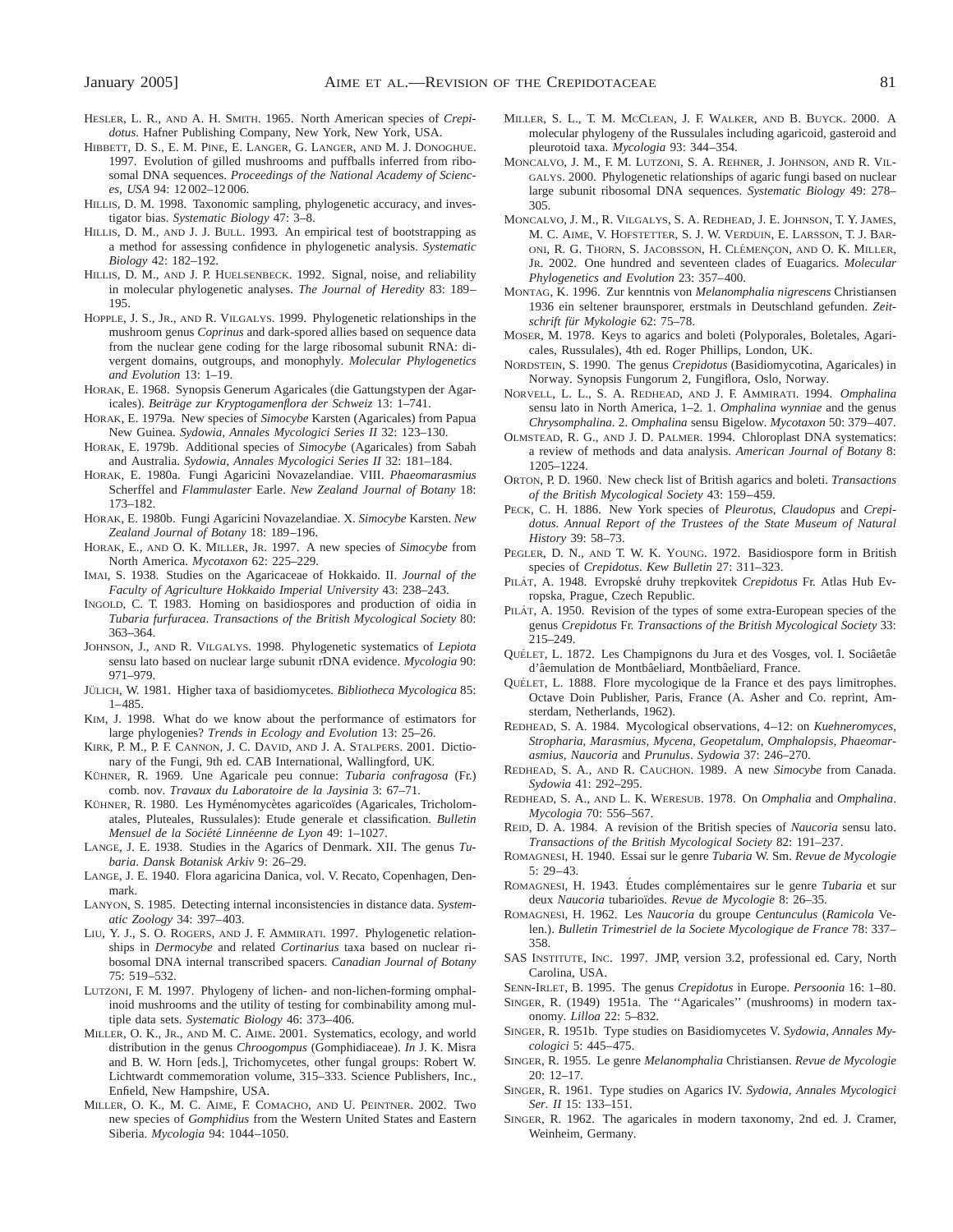Hesler, L. R., and A. H. Smith. 1965. North American species of *Crepidotus*. Hafner Publishing Company, New York, New York, USA.

Hibbett, D. S., E. M. Pine, E. Langer, G. Langer, and M. J. Donoghue. 1997. Evolution of gilled mushrooms and puffballs inferred from ribosomal DNA sequences. *Proceedings of the National Academy of Sciences, USA* 94: 12 002–12 006.

Hillis, D. M. 1998. Taxonomic sampling, phylogenetic accuracy, and investigator bias. *Systematic Biology* 47: 3–8.

Hillis, D. M., and J. J. Bull. 1993. An empirical test of bootstrapping as a method for assessing confidence in phylogenetic analysis. *Systematic Biology* 42: 182–192.

Hillis, D. M., and J. P. Huelsenbeck. 1992. Signal, noise, and reliability in molecular phylogenetic analyses. *The Journal of Heredity* 83: 189–195.

Hopple, J. S., Jr., and R. Vilgalys. 1999. Phylogenetic relationships in the mushroom genus *Coprinus* and dark-spored allies based on sequence data from the nuclear gene coding for the large ribosomal subunit RNA: divergent domains, outgroups, and monophyly. *Molecular Phylogenetics and Evolution* 13: 1–19.

Horak, E. 1968. Synopsis Generum Agaricales (die Gattungstypen der Agaricales). *Beiträge zur Kryptogamenflora der Schweiz* 13: 1–741.

Horak, E. 1979a. New species of *Simocybe* Karsten (Agaricales) from Papua New Guinea. *Sydowia, Annales Mycologici Series II* 32: 123–130.

Horak, E. 1979b. Additional species of *Simocybe* (Agaricales) from Sabah and Australia. *Sydowia, Annales Mycologici Series II* 32: 181–184.

Horak, E. 1980a. Fungi Agaricini Novazelandiae. VIII. *Phaeomarasmius* Scherffel and *Flammulaster* Earle. *New Zealand Journal of Botany* 18: 173–182.

Horak, E. 1980b. Fungi Agaricini Novazelandiae. X. *Simocybe* Karsten. *New Zealand Journal of Botany* 18: 189–196.

Horak, E., and O. K. Miller, Jr. 1997. A new species of *Simocybe* from North America. *Mycotaxon* 62: 225–229.

Imai, S. 1938. Studies on the Agaricaceae of Hokkaido. II. *Journal of the Faculty of Agriculture Hokkaido Imperial University* 43: 238–243.

Ingold, C. T. 1983. Homing on basidiospores and production of oidia in *Tubaria furfuracea*. *Transactions of the British Mycological Society* 80: 363–364.

Johnson, J., and R. Vilgalys. 1998. Phylogenetic systematics of *Lepiota* sensu lato based on nuclear large subunit rDNA evidence. *Mycologia* 90: 971–979.

Jülich, W. 1981. Higher taxa of basidiomycetes. *Bibliotheca Mycologica* 85: 1–485.

Kim, J. 1998. What do we know about the performance of estimators for large phylogenies? *Trends in Ecology and Evolution* 13: 25–26.

Kirk, P. M., P. F. Cannon, J. C. David, and J. A. Stalpers. 2001. Dictionary of the Fungi, 9th ed. CAB International, Wallingford, UK.

Kühner, R. 1969. Une Agaricale peu connue: *Tubaria confragosa* (Fr.) comb. nov. *Travaux du Laboratoire de la Jaysinia* 3: 67–71.

Kühner, R. 1980. Les Hyménomycètes agaricoïdes (Agaricales, Tricholomatales, Pluteales, Russulales): Etude generale et classification. *Bulletin Mensuel de la Société Linnéenne de Lyon* 49: 1–1027.

Lange, J. E. 1938. Studies in the Agarics of Denmark. XII. The genus *Tubaria*. *Dansk Botanisk Arkiv* 9: 26–29.

Lange, J. E. 1940. Flora agaricina Danica, vol. V. Recato, Copenhagen, Denmark.

Lanyon, S. 1985. Detecting internal inconsistencies in distance data. *Systematic Zoology* 34: 397–403.

Liu, Y. J., S. O. Rogers, and J. F. Ammirati. 1997. Phylogenetic relationships in *Dermocybe* and related *Cortinarius* taxa based on nuclear ribosomal DNA internal transcribed spacers. *Canadian Journal of Botany* 75: 519–532.

Lutzoni, F. M. 1997. Phylogeny of lichen- and non-lichen-forming omphalinoid mushrooms and the utility of testing for combinability among multiple data sets. *Systematic Biology* 46: 373–406.

Miller, O. K., Jr., and M. C. Aime. 2001. Systematics, ecology, and world distribution in the genus *Chroogompus* (Gomphidiaceae). *In* J. K. Misra and B. W. Horn [eds.], Trichomycetes, other fungal groups: Robert W. Lichtwardt commemoration volume, 315–333. Science Publishers, Inc., Enfield, New Hampshire, USA.

Miller, O. K., Jr., M. C. Aime, F. Comacho, and U. Peintner. 2002. Two new species of *Gomphidius* from the Western United States and Eastern Siberia. *Mycologia* 94: 1044–1050.

Miller, S. L., T. M. McClean, J. F. Walker, and B. Buyck. 2000. A molecular phylogeny of the Russulales including agaricoid, gasteroid and pleurotoid taxa. *Mycologia* 93: 344–354.

Moncalvo, J. M., F. M. Lutzoni, S. A. Rehner, J. Johnson, and R. Vilgalys. 2000. Phylogenetic relationships of agaric fungi based on nuclear large subunit ribosomal DNA sequences. *Systematic Biology* 49: 278–305.

Moncalvo, J. M., R. Vilgalys, S. A. Redhead, J. E. Johnson, T. Y. James, M. C. Aime, V. Hofstetter, S. J. W. Verduin, E. Larsson, T. J. Baroni, R. G. Thorn, S. Jacobsson, H. Clémençon, and O. K. Miller, Jr. 2002. One hundred and seventeen clades of Euagarics. *Molecular Phylogenetics and Evolution* 23: 357–400.

Montag, K. 1996. Zur kenntnis von *Melanomphalia nigrescens* Christiansen 1936 ein seltener braunsporer, erstmals in Deutschland gefunden. *Zeitschrift für Mykologie* 62: 75–78.

Moser, M. 1978. Keys to agarics and boleti (Polyporales, Boletales, Agaricales, Russulales), 4th ed. Roger Phillips, London, UK.

Nordstein, S. 1990. The genus *Crepidotus* (Basidiomycotina, Agaricales) in Norway. Synopsis Fungorum 2, Fungiflora, Oslo, Norway.

Norvell, L. L., S. A. Redhead, and J. F. Ammirati. 1994. *Omphalina* sensu lato in North America, 1–2. 1. *Omphalina wynniae* and the genus *Chrysomphalina*. 2. *Omphalina* sensu Bigelow. *Mycotaxon* 50: 379–407.

Olmstead, R. G., and J. D. Palmer. 1994. Chloroplast DNA systematics: a review of methods and data analysis. *American Journal of Botany* 8: 1205–1224.

Orton, P. D. 1960. New check list of British agarics and boleti. *Transactions of the British Mycological Society* 43: 159–459.

Peck, C. H. 1886. New York species of *Pleurotus, Claudopus* and *Crepidotus*. *Annual Report of the Trustees of the State Museum of Natural History* 39: 58–73.

Pegler, D. N., and T. W. K. Young. 1972. Basidiospore form in British species of *Crepidotus*. *Kew Bulletin* 27: 311–323.

Pilát, A. 1948. Evropské druhy trepkovitek *Crepidotus* Fr. Atlas Hub Evropska, Prague, Czech Republic.

Pilát, A. 1950. Revision of the types of some extra-European species of the genus *Crepidotus* Fr. *Transactions of the British Mycological Society* 33: 215–249.

Quélet, L. 1872. Les Champignons du Jura et des Vosges, vol. I. Sociâetâe d'âemulation de Montbâeliard, Montbâeliard, France.

Quélet, L. 1888. Flore mycologique de la France et des pays limitrophes. Octave Doin Publisher, Paris, France (A. Asher and Co. reprint, Amsterdam, Netherlands, 1962).

Redhead, S. A. 1984. Mycological observations, 4–12: on *Kuehneromyces*, *Stropharia*, *Marasmius*, *Mycena*, *Geopetalum*, *Omphalopsis*, *Phaeomarasmius*, *Naucoria* and *Prunulus*. *Sydowia* 37: 246–270.

Redhead, S. A., and R. Cauchon. 1989. A new *Simocybe* from Canada. *Sydowia* 41: 292–295.

Redhead, S. A., and L. K. Weresub. 1978. On *Omphalia* and *Omphalina*. *Mycologia* 70: 556–567.

Reid, D. A. 1984. A revision of the British species of *Naucoria* sensu lato. *Transactions of the British Mycological Society* 82: 191–237.

Romagnesi, H. 1940. Essai sur le genre *Tubaria* W. Sm. *Revue de Mycologie* 5: 29–43.

Romagnesi, H. 1943. Études complémentaires sur le genre *Tubaria* et sur deux *Naucoria* tubarioïdes. *Revue de Mycologie* 8: 26–35.

Romagnesi, H. 1962. Les *Naucoria* du groupe *Centunculus* (*Ramicola* Velen.). *Bulletin Trimestriel de la Societe Mycologique de France* 78: 337–358.

SAS Institute, Inc. 1997. JMP, version 3.2, professional ed. Cary, North Carolina, USA.

Senn-Irlet, B. 1995. The genus *Crepidotus* in Europe. *Persoonia* 16: 1–80.

Singer, R. (1949) 1951a. The ''Agaricales'' (mushrooms) in modern taxonomy. *Lilloa* 22: 5–832.

Singer, R. 1951b. Type studies on Basidiomycetes V. *Sydowia, Annales Mycologici* 5: 445–475.

Singer, R. 1955. Le genre *Melanomphalia* Christiansen. *Revue de Mycologie* 20: 12–17.

Singer, R. 1961. Type studies on Agarics IV. *Sydowia, Annales Mycologici Ser. II* 15: 133–151.

Singer, R. 1962. The agaricales in modern taxonomy, 2nd ed. J. Cramer, Weinheim, Germany.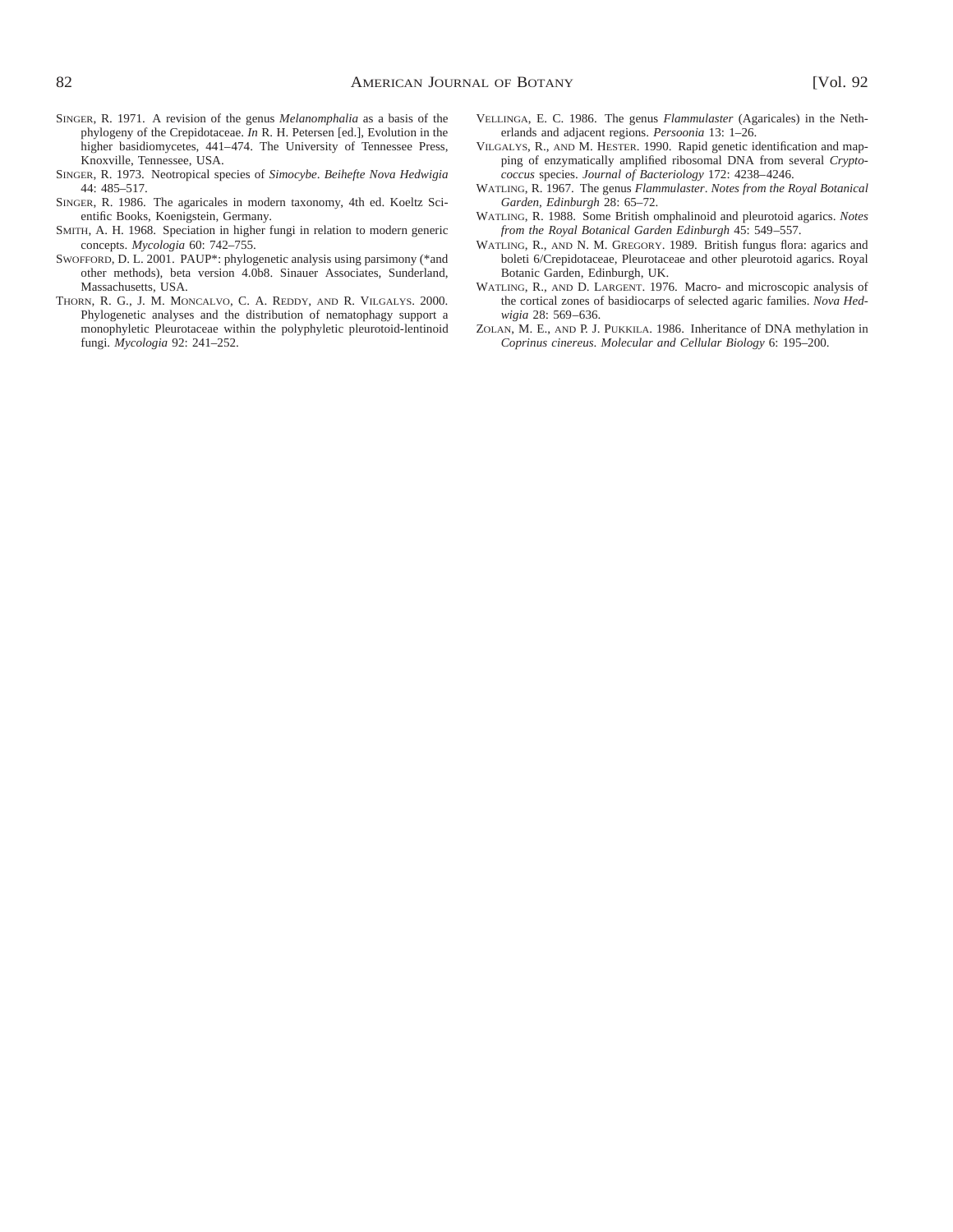Singer, R. 1971. A revision of the genus *Melanomphalia* as a basis of the phylogeny of the Crepidotaceae. *In* R. H. Petersen [ed.], Evolution in the higher basidiomycetes, 441–474. The University of Tennessee Press, Knoxville, Tennessee, USA.

Singer, R. 1973. Neotropical species of *Simocybe*. *Beihefte Nova Hedwigia* 44: 485–517.

Singer, R. 1986. The agaricales in modern taxonomy, 4th ed. Koeltz Scientific Books, Koenigstein, Germany.

Smith, A. H. 1968. Speciation in higher fungi in relation to modern generic concepts. *Mycologia* 60: 742–755.

Swofford, D. L. 2001. PAUP*: phylogenetic analysis using parsimony (*and other methods), beta version 4.0b8. Sinauer Associates, Sunderland, Massachusetts, USA.

Thorn, R. G., J. M. Moncalvo, C. A. Reddy, and R. Vilgalys. 2000. Phylogenetic analyses and the distribution of nematophagy support a monophyletic Pleurotaceae within the polyphyletic pleurotoid-lentinoid fungi. *Mycologia* 92: 241–252.

Vellinga, E. C. 1986. The genus *Flammulaster* (Agaricales) in the Netherlands and adjacent regions. *Persoonia* 13: 1–26.

Vilgalys, R., and M. Hester. 1990. Rapid genetic identification and mapping of enzymatically amplified ribosomal DNA from several *Cryptococcus* species. *Journal of Bacteriology* 172: 4238–4246.

Watling, R. 1967. The genus *Flammulaster*. *Notes from the Royal Botanical Garden, Edinburgh* 28: 65–72.

Watling, R. 1988. Some British omphalinoid and pleurotoid agarics. *Notes from the Royal Botanical Garden Edinburgh* 45: 549–557.

Watling, R., and N. M. Gregory. 1989. British fungus flora: agarics and boleti 6/Crepidotaceae, Pleurotaceae and other pleurotoid agarics. Royal Botanic Garden, Edinburgh, UK.

Watling, R., and D. Largent. 1976. Macro- and microscopic analysis of the cortical zones of basidiocarps of selected agaric families. *Nova Hedwigia* 28: 569–636.

Zolan, M. E., and P. J. Pukkila. 1986. Inheritance of DNA methylation in *Coprinus cinereus*. *Molecular and Cellular Biology* 6: 195–200.